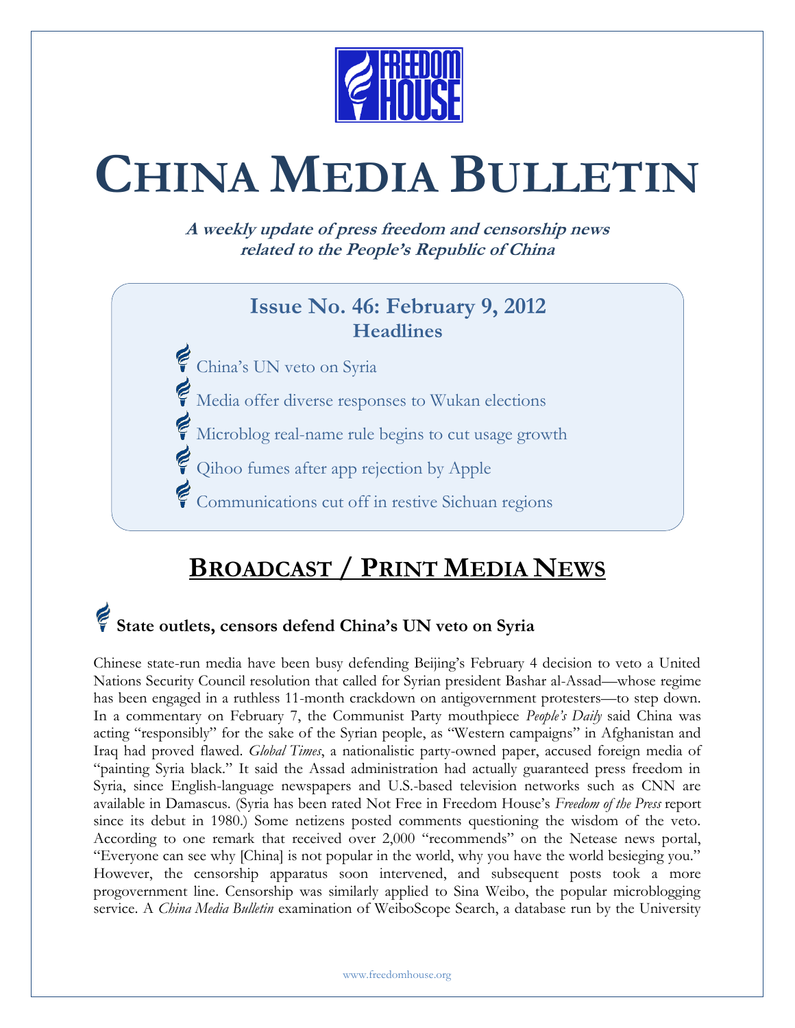# CHINA MEDIA BULLETIN

***A weekly update of press freedom and censorship news related to the People's Republic of China***

## Issue No. 46: February 9, 2012

### Headlines

- China's UN veto on Syria
- Media offer diverse responses to Wukan elections
- Microblog real-name rule begins to cut usage growth
- Qihoo fumes after app rejection by Apple
- Communications cut off in restive Sichuan regions

## BROADCAST / PRINT MEDIA NEWS

### State outlets, censors defend China's UN veto on Syria

Chinese state-run media have been busy defending Beijing's February 4 decision to veto a United Nations Security Council resolution that called for Syrian president Bashar al-Assad—whose regime has been engaged in a ruthless 11-month crackdown on antigovernment protesters—to step down. In a commentary on February 7, the Communist Party mouthpiece *People's Daily* said China was acting "responsibly" for the sake of the Syrian people, as "Western campaigns" in Afghanistan and Iraq had proved flawed. *Global Times*, a nationalistic party-owned paper, accused foreign media of "painting Syria black." It said the Assad administration had actually guaranteed press freedom in Syria, since English-language newspapers and U.S.-based television networks such as CNN are available in Damascus. (Syria has been rated Not Free in Freedom House's *Freedom of the Press* report since its debut in 1980.) Some netizens posted comments questioning the wisdom of the veto. According to one remark that received over 2,000 "recommends" on the Netease news portal, "Everyone can see why [China] is not popular in the world, why you have the world besieging you." However, the censorship apparatus soon intervened, and subsequent posts took a more progovernment line. Censorship was similarly applied to Sina Weibo, the popular microblogging service. A *China Media Bulletin* examination of WeiboScope Search, a database run by the University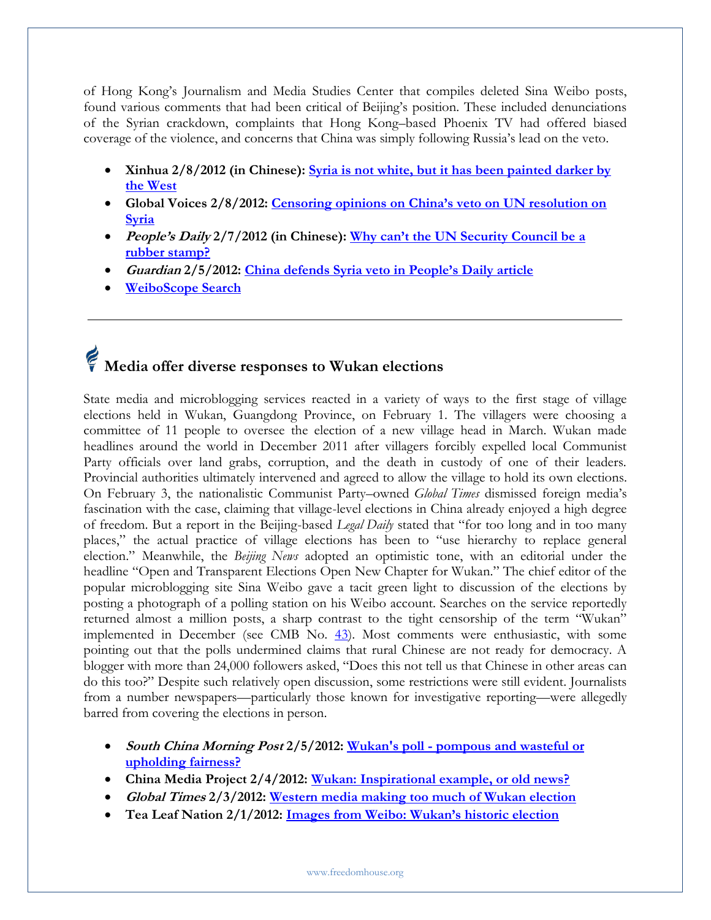of Hong Kong's Journalism and Media Studies Center that compiles deleted Sina Weibo posts, found various comments that had been critical of Beijing's position. These included denunciations of the Syrian crackdown, complaints that Hong Kong–based Phoenix TV had offered biased coverage of the violence, and concerns that China was simply following Russia's lead on the veto.

- **Xinhua 2/8/2012 (in Chinese): Syria is not white, but it has been painted darker by the West**
- **Global Voices 2/8/2012: Censoring opinions on China's veto on UN resolution on Syria**
- ***People's Daily* 2/7/2012 (in Chinese): Why can't the UN Security Council be a rubber stamp?**
- ***Guardian* 2/5/2012: China defends Syria veto in People's Daily article**
- **WeiboScope Search**

---

## Media offer diverse responses to Wukan elections

State media and microblogging services reacted in a variety of ways to the first stage of village elections held in Wukan, Guangdong Province, on February 1. The villagers were choosing a committee of 11 people to oversee the election of a new village head in March. Wukan made headlines around the world in December 2011 after villagers forcibly expelled local Communist Party officials over land grabs, corruption, and the death in custody of one of their leaders. Provincial authorities ultimately intervened and agreed to allow the village to hold its own elections. On February 3, the nationalistic Communist Party–owned *Global Times* dismissed foreign media's fascination with the case, claiming that village-level elections in China already enjoyed a high degree of freedom. But a report in the Beijing-based *Legal Daily* stated that "for too long and in too many places," the actual practice of village elections has been to "use hierarchy to replace general election." Meanwhile, the *Beijing News* adopted an optimistic tone, with an editorial under the headline "Open and Transparent Elections Open New Chapter for Wukan." The chief editor of the popular microblogging site Sina Weibo gave a tacit green light to discussion of the elections by posting a photograph of a polling station on his Weibo account. Searches on the service reportedly returned almost a million posts, a sharp contrast to the tight censorship of the term "Wukan" implemented in December (see CMB No. 43). Most comments were enthusiastic, with some pointing out that the polls undermined claims that rural Chinese are not ready for democracy. A blogger with more than 24,000 followers asked, "Does this not tell us that Chinese in other areas can do this too?" Despite such relatively open discussion, some restrictions were still evident. Journalists from a number newspapers—particularly those known for investigative reporting—were allegedly barred from covering the elections in person.

- ***South China Morning Post* 2/5/2012: Wukan's poll - pompous and wasteful or upholding fairness?**
- **China Media Project 2/4/2012: Wukan: Inspirational example, or old news?**
- ***Global Times* 2/3/2012: Western media making too much of Wukan election**
- **Tea Leaf Nation 2/1/2012: Images from Weibo: Wukan's historic election**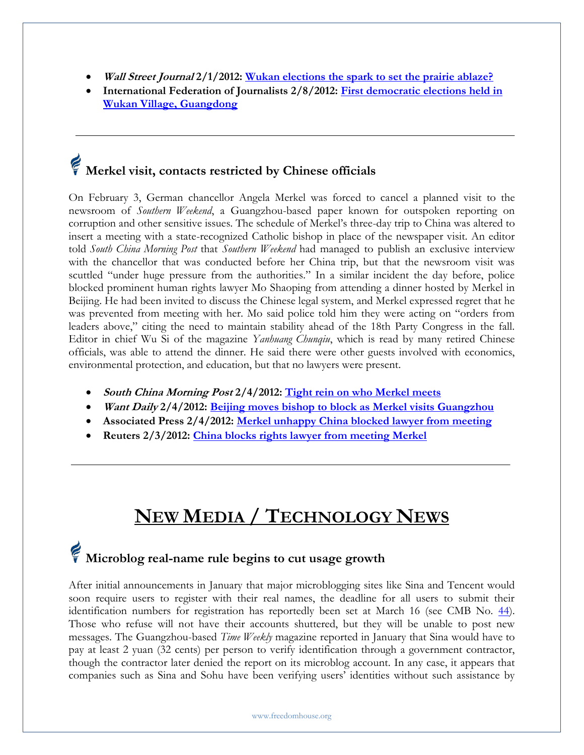- ***Wall Street Journal* 2/1/2012: [Wukan elections the spark to set the prairie ablaze?]()**
- **International Federation of Journalists 2/8/2012: [First democratic elections held in Wukan Village, Guangdong]()**

---

## Merkel visit, contacts restricted by Chinese officials

On February 3, German chancellor Angela Merkel was forced to cancel a planned visit to the newsroom of *Southern Weekend*, a Guangzhou-based paper known for outspoken reporting on corruption and other sensitive issues. The schedule of Merkel's three-day trip to China was altered to insert a meeting with a state-recognized Catholic bishop in place of the newspaper visit. An editor told *South China Morning Post* that *Southern Weekend* had managed to publish an exclusive interview with the chancellor that was conducted before her China trip, but that the newsroom visit was scuttled "under huge pressure from the authorities." In a similar incident the day before, police blocked prominent human rights lawyer Mo Shaoping from attending a dinner hosted by Merkel in Beijing. He had been invited to discuss the Chinese legal system, and Merkel expressed regret that he was prevented from meeting with her. Mo said police told him they were acting on "orders from leaders above," citing the need to maintain stability ahead of the 18th Party Congress in the fall. Editor in chief Wu Si of the magazine *Yanhuang Chunqiu*, which is read by many retired Chinese officials, was able to attend the dinner. He said there were other guests involved with economics, environmental protection, and education, but that no lawyers were present.

- ***South China Morning Post* 2/4/2012: [Tight rein on who Merkel meets]()**
- ***Want Daily* 2/4/2012: [Beijing moves bishop to block as Merkel visits Guangzhou]()**
- **Associated Press 2/4/2012: [Merkel unhappy China blocked lawyer from meeting]()**
- **Reuters 2/3/2012: [China blocks rights lawyer from meeting Merkel]()**

---

# NEW MEDIA / TECHNOLOGY NEWS

## Microblog real-name rule begins to cut usage growth

After initial announcements in January that major microblogging sites like Sina and Tencent would soon require users to register with their real names, the deadline for all users to submit their identification numbers for registration has reportedly been set at March 16 (see CMB No. [44]()). Those who refuse will not have their accounts shuttered, but they will be unable to post new messages. The Guangzhou-based *Time Weekly* magazine reported in January that Sina would have to pay at least 2 yuan (32 cents) per person to verify identification through a government contractor, though the contractor later denied the report on its microblog account. In any case, it appears that companies such as Sina and Sohu have been verifying users' identities without such assistance by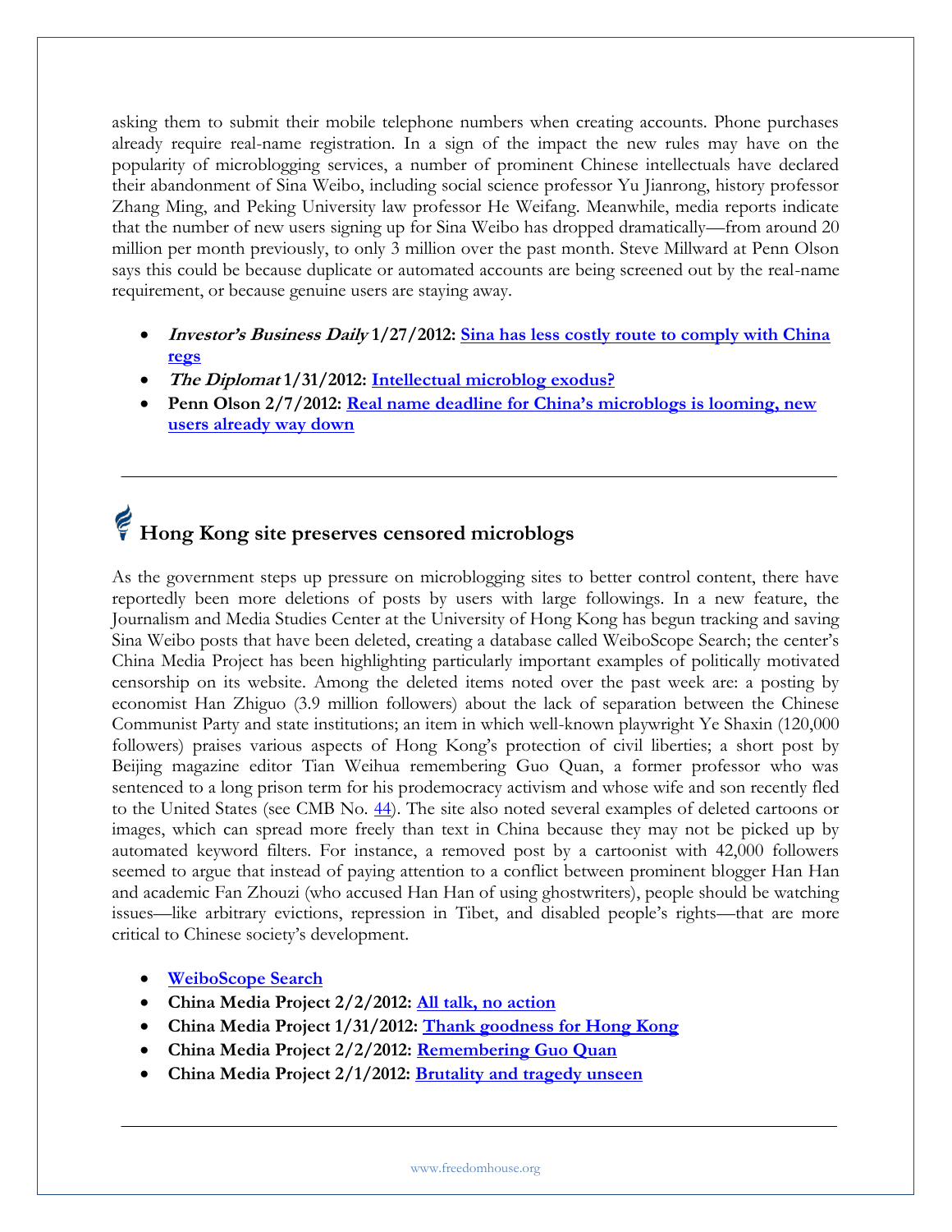asking them to submit their mobile telephone numbers when creating accounts. Phone purchases already require real-name registration. In a sign of the impact the new rules may have on the popularity of microblogging services, a number of prominent Chinese intellectuals have declared their abandonment of Sina Weibo, including social science professor Yu Jianrong, history professor Zhang Ming, and Peking University law professor He Weifang. Meanwhile, media reports indicate that the number of new users signing up for Sina Weibo has dropped dramatically—from around 20 million per month previously, to only 3 million over the past month. Steve Millward at Penn Olson says this could be because duplicate or automated accounts are being screened out by the real-name requirement, or because genuine users are staying away.

- ***Investor's Business Daily* 1/27/2012: Sina has less costly route to comply with China regs**
- ***The Diplomat* 1/31/2012: Intellectual microblog exodus?**
- **Penn Olson 2/7/2012: Real name deadline for China's microblogs is looming, new users already way down**

---

## Hong Kong site preserves censored microblogs

As the government steps up pressure on microblogging sites to better control content, there have reportedly been more deletions of posts by users with large followings. In a new feature, the Journalism and Media Studies Center at the University of Hong Kong has begun tracking and saving Sina Weibo posts that have been deleted, creating a database called WeiboScope Search; the center's China Media Project has been highlighting particularly important examples of politically motivated censorship on its website. Among the deleted items noted over the past week are: a posting by economist Han Zhiguo (3.9 million followers) about the lack of separation between the Chinese Communist Party and state institutions; an item in which well-known playwright Ye Shaxin (120,000 followers) praises various aspects of Hong Kong's protection of civil liberties; a short post by Beijing magazine editor Tian Weihua remembering Guo Quan, a former professor who was sentenced to a long prison term for his prodemocracy activism and whose wife and son recently fled to the United States (see CMB No. 44). The site also noted several examples of deleted cartoons or images, which can spread more freely than text in China because they may not be picked up by automated keyword filters. For instance, a removed post by a cartoonist with 42,000 followers seemed to argue that instead of paying attention to a conflict between prominent blogger Han Han and academic Fan Zhouzi (who accused Han Han of using ghostwriters), people should be watching issues—like arbitrary evictions, repression in Tibet, and disabled people's rights—that are more critical to Chinese society's development.

- **WeiboScope Search**
- **China Media Project 2/2/2012: All talk, no action**
- **China Media Project 1/31/2012: Thank goodness for Hong Kong**
- **China Media Project 2/2/2012: Remembering Guo Quan**
- **China Media Project 2/1/2012: Brutality and tragedy unseen**

---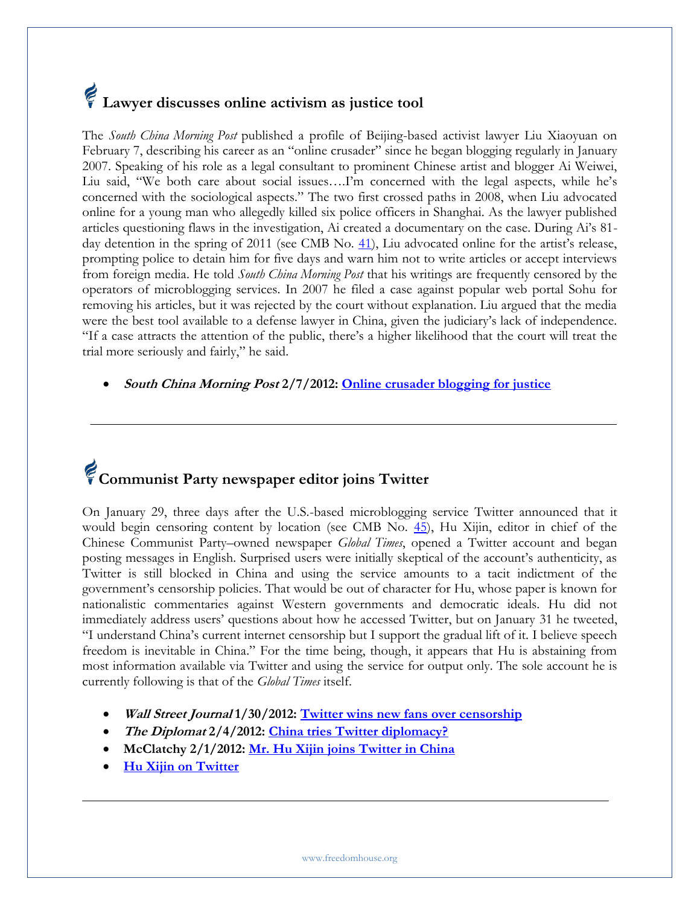## Lawyer discusses online activism as justice tool

The *South China Morning Post* published a profile of Beijing-based activist lawyer Liu Xiaoyuan on February 7, describing his career as an "online crusader" since he began blogging regularly in January 2007. Speaking of his role as a legal consultant to prominent Chinese artist and blogger Ai Weiwei, Liu said, "We both care about social issues….I'm concerned with the legal aspects, while he's concerned with the sociological aspects." The two first crossed paths in 2008, when Liu advocated online for a young man who allegedly killed six police officers in Shanghai. As the lawyer published articles questioning flaws in the investigation, Ai created a documentary on the case. During Ai's 81-day detention in the spring of 2011 (see CMB No. 41), Liu advocated online for the artist's release, prompting police to detain him for five days and warn him not to write articles or accept interviews from foreign media. He told *South China Morning Post* that his writings are frequently censored by the operators of microblogging services. In 2007 he filed a case against popular web portal Sohu for removing his articles, but it was rejected by the court without explanation. Liu argued that the media were the best tool available to a defense lawyer in China, given the judiciary's lack of independence. "If a case attracts the attention of the public, there's a higher likelihood that the court will treat the trial more seriously and fairly," he said.

- ***South China Morning Post* 2/7/2012: Online crusader blogging for justice**

---

## Communist Party newspaper editor joins Twitter

On January 29, three days after the U.S.-based microblogging service Twitter announced that it would begin censoring content by location (see CMB No. 45), Hu Xijin, editor in chief of the Chinese Communist Party–owned newspaper *Global Times*, opened a Twitter account and began posting messages in English. Surprised users were initially skeptical of the account's authenticity, as Twitter is still blocked in China and using the service amounts to a tacit indictment of the government's censorship policies. That would be out of character for Hu, whose paper is known for nationalistic commentaries against Western governments and democratic ideals. Hu did not immediately address users' questions about how he accessed Twitter, but on January 31 he tweeted, "I understand China's current internet censorship but I support the gradual lift of it. I believe speech freedom is inevitable in China." For the time being, though, it appears that Hu is abstaining from most information available via Twitter and using the service for output only. The sole account he is currently following is that of the *Global Times* itself.

- ***Wall Street Journal* 1/30/2012: Twitter wins new fans over censorship**
- ***The Diplomat* 2/4/2012: China tries Twitter diplomacy?**
- **McClatchy 2/1/2012: Mr. Hu Xijin joins Twitter in China**
- **Hu Xijin on Twitter**

---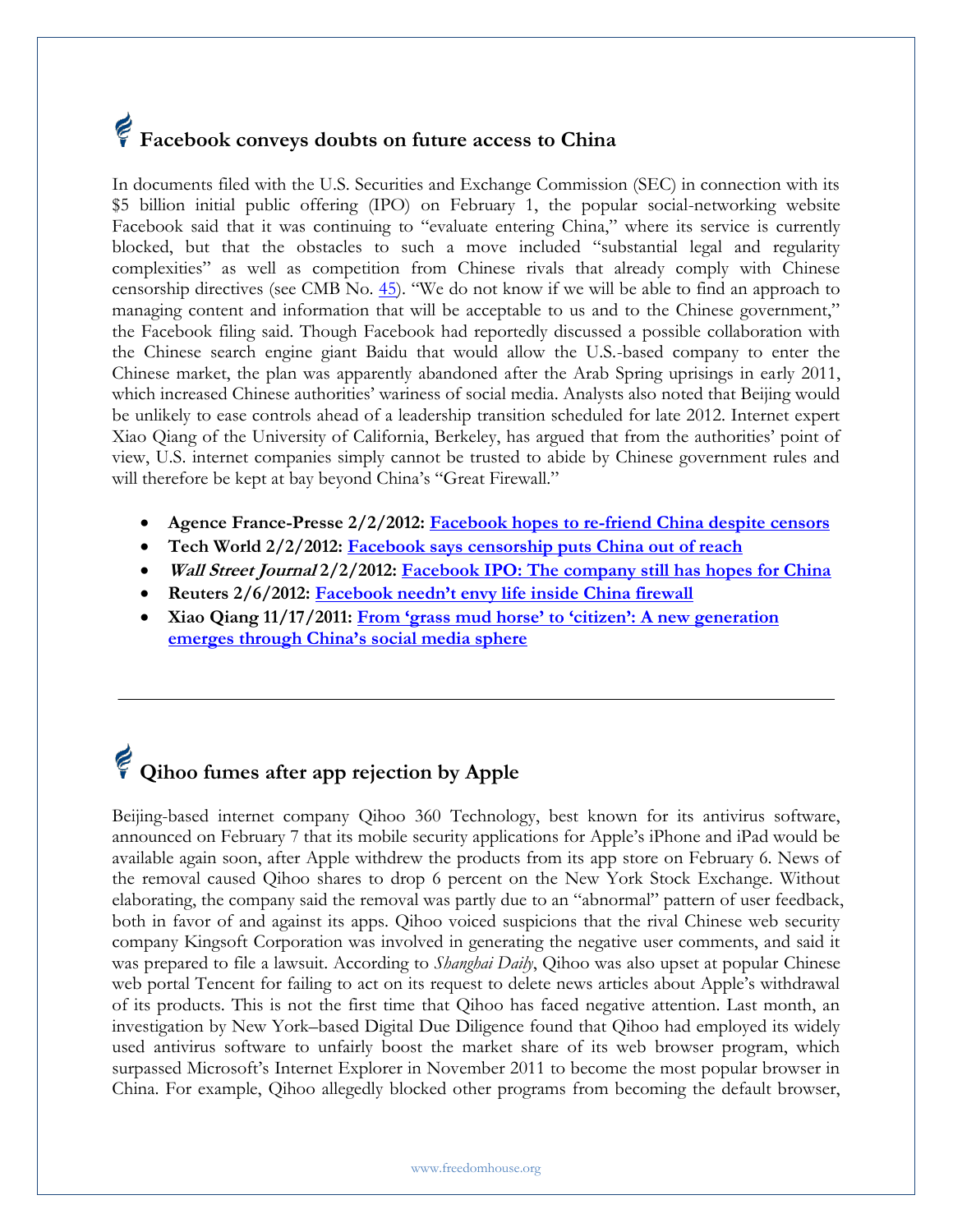## Facebook conveys doubts on future access to China

In documents filed with the U.S. Securities and Exchange Commission (SEC) in connection with its $5 billion initial public offering (IPO) on February 1, the popular social-networking website Facebook said that it was continuing to "evaluate entering China," where its service is currently blocked, but that the obstacles to such a move included "substantial legal and regularity complexities" as well as competition from Chinese rivals that already comply with Chinese censorship directives (see CMB No. 45). "We do not know if we will be able to find an approach to managing content and information that will be acceptable to us and to the Chinese government," the Facebook filing said. Though Facebook had reportedly discussed a possible collaboration with the Chinese search engine giant Baidu that would allow the U.S.-based company to enter the Chinese market, the plan was apparently abandoned after the Arab Spring uprisings in early 2011, which increased Chinese authorities' wariness of social media. Analysts also noted that Beijing would be unlikely to ease controls ahead of a leadership transition scheduled for late 2012. Internet expert Xiao Qiang of the University of California, Berkeley, has argued that from the authorities' point of view, U.S. internet companies simply cannot be trusted to abide by Chinese government rules and will therefore be kept at bay beyond China's "Great Firewall."

- **Agence France-Presse 2/2/2012: Facebook hopes to re-friend China despite censors**
- **Tech World 2/2/2012: Facebook says censorship puts China out of reach**
- ***Wall Street Journal* 2/2/2012: Facebook IPO: The company still has hopes for China**
- **Reuters 2/6/2012: Facebook needn't envy life inside China firewall**
- **Xiao Qiang 11/17/2011: From 'grass mud horse' to 'citizen': A new generation emerges through China's social media sphere**

---

## Qihoo fumes after app rejection by Apple

Beijing-based internet company Qihoo 360 Technology, best known for its antivirus software, announced on February 7 that its mobile security applications for Apple's iPhone and iPad would be available again soon, after Apple withdrew the products from its app store on February 6. News of the removal caused Qihoo shares to drop 6 percent on the New York Stock Exchange. Without elaborating, the company said the removal was partly due to an "abnormal" pattern of user feedback, both in favor of and against its apps. Qihoo voiced suspicions that the rival Chinese web security company Kingsoft Corporation was involved in generating the negative user comments, and said it was prepared to file a lawsuit. According to *Shanghai Daily*, Qihoo was also upset at popular Chinese web portal Tencent for failing to act on its request to delete news articles about Apple's withdrawal of its products. This is not the first time that Qihoo has faced negative attention. Last month, an investigation by New York–based Digital Due Diligence found that Qihoo had employed its widely used antivirus software to unfairly boost the market share of its web browser program, which surpassed Microsoft's Internet Explorer in November 2011 to become the most popular browser in China. For example, Qihoo allegedly blocked other programs from becoming the default browser,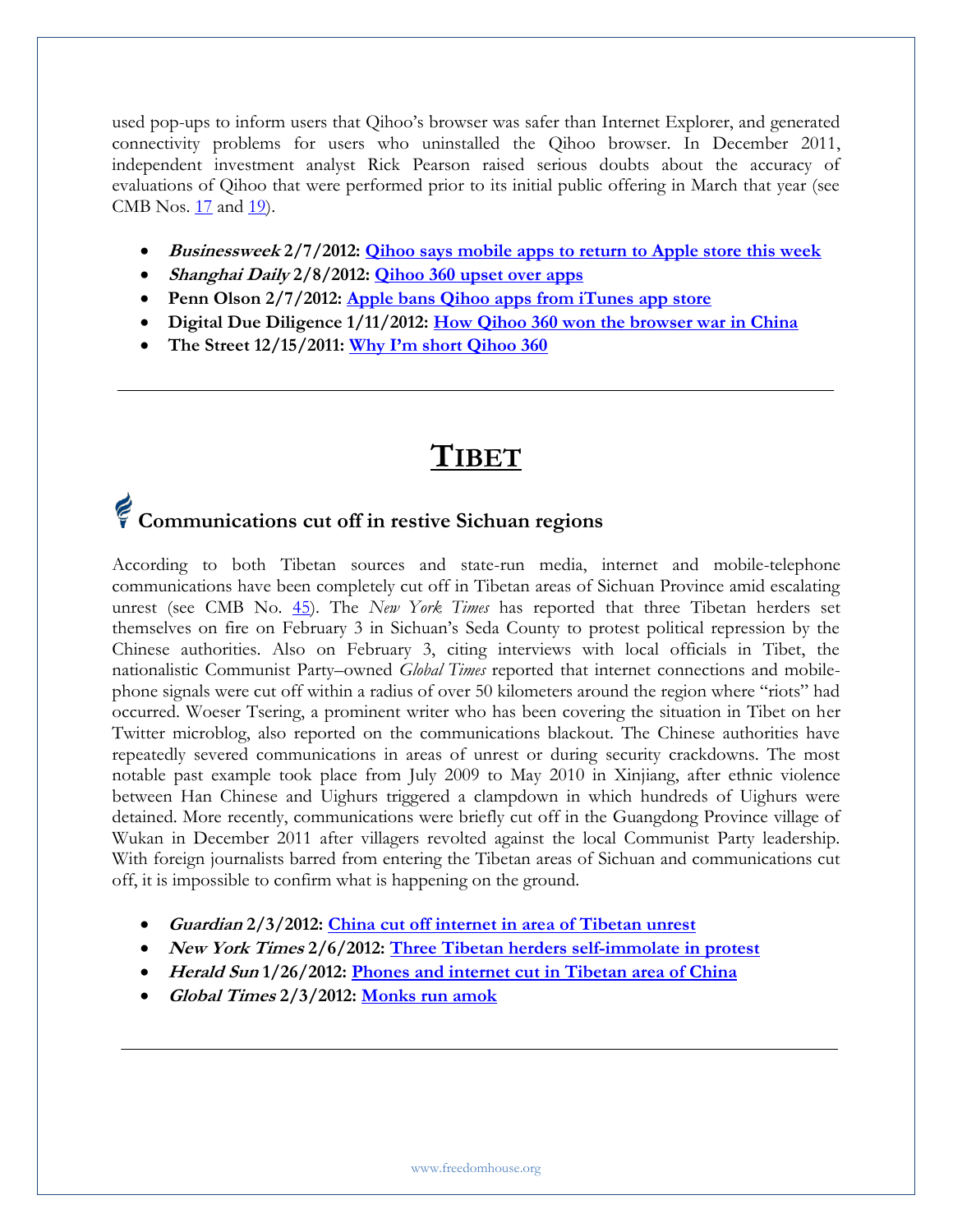used pop-ups to inform users that Qihoo's browser was safer than Internet Explorer, and generated connectivity problems for users who uninstalled the Qihoo browser. In December 2011, independent investment analyst Rick Pearson raised serious doubts about the accuracy of evaluations of Qihoo that were performed prior to its initial public offering in March that year (see CMB Nos. 17 and 19).

- ***Businessweek* 2/7/2012: Qihoo says mobile apps to return to Apple store this week**
- ***Shanghai Daily* 2/8/2012: Qihoo 360 upset over apps**
- **Penn Olson 2/7/2012: Apple bans Qihoo apps from iTunes app store**
- **Digital Due Diligence 1/11/2012: How Qihoo 360 won the browser war in China**
- **The Street 12/15/2011: Why I'm short Qihoo 360**

---

# TIBET

## Communications cut off in restive Sichuan regions

According to both Tibetan sources and state-run media, internet and mobile-telephone communications have been completely cut off in Tibetan areas of Sichuan Province amid escalating unrest (see CMB No. 45). The *New York Times* has reported that three Tibetan herders set themselves on fire on February 3 in Sichuan's Seda County to protest political repression by the Chinese authorities. Also on February 3, citing interviews with local officials in Tibet, the nationalistic Communist Party–owned *Global Times* reported that internet connections and mobile-phone signals were cut off within a radius of over 50 kilometers around the region where "riots" had occurred. Woeser Tsering, a prominent writer who has been covering the situation in Tibet on her Twitter microblog, also reported on the communications blackout. The Chinese authorities have repeatedly severed communications in areas of unrest or during security crackdowns. The most notable past example took place from July 2009 to May 2010 in Xinjiang, after ethnic violence between Han Chinese and Uighurs triggered a clampdown in which hundreds of Uighurs were detained. More recently, communications were briefly cut off in the Guangdong Province village of Wukan in December 2011 after villagers revolted against the local Communist Party leadership. With foreign journalists barred from entering the Tibetan areas of Sichuan and communications cut off, it is impossible to confirm what is happening on the ground.

- ***Guardian* 2/3/2012: China cut off internet in area of Tibetan unrest**
- ***New York Times* 2/6/2012: Three Tibetan herders self-immolate in protest**
- ***Herald Sun* 1/26/2012: Phones and internet cut in Tibetan area of China**
- ***Global Times* 2/3/2012: Monks run amok**

---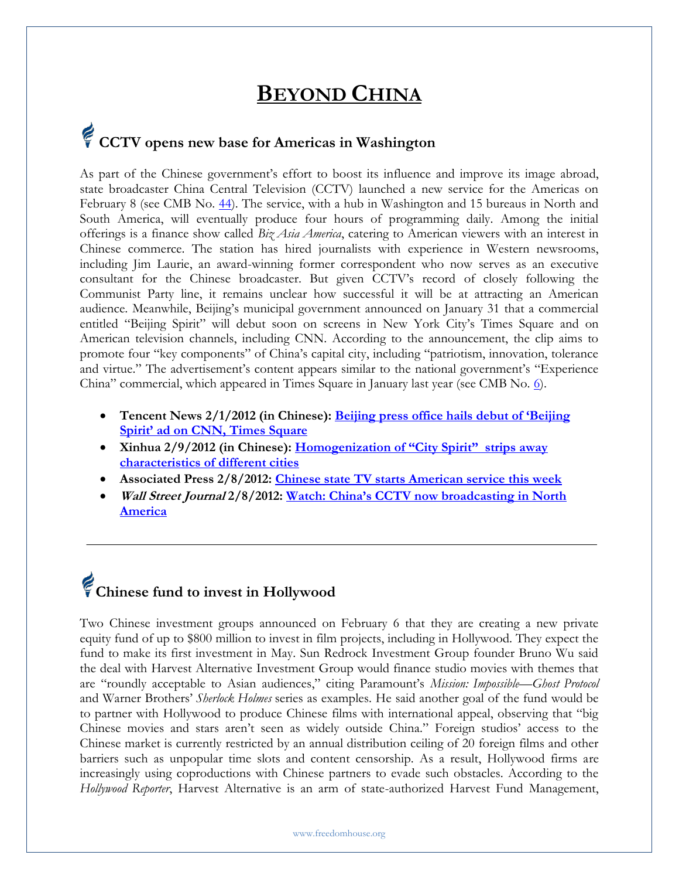# BEYOND CHINA

## CCTV opens new base for Americas in Washington

As part of the Chinese government's effort to boost its influence and improve its image abroad, state broadcaster China Central Television (CCTV) launched a new service for the Americas on February 8 (see CMB No. 44). The service, with a hub in Washington and 15 bureaus in North and South America, will eventually produce four hours of programming daily. Among the initial offerings is a finance show called *Biz Asia America*, catering to American viewers with an interest in Chinese commerce. The station has hired journalists with experience in Western newsrooms, including Jim Laurie, an award-winning former correspondent who now serves as an executive consultant for the Chinese broadcaster. But given CCTV's record of closely following the Communist Party line, it remains unclear how successful it will be at attracting an American audience. Meanwhile, Beijing's municipal government announced on January 31 that a commercial entitled "Beijing Spirit" will debut soon on screens in New York City's Times Square and on American television channels, including CNN. According to the announcement, the clip aims to promote four "key components" of China's capital city, including "patriotism, innovation, tolerance and virtue." The advertisement's content appears similar to the national government's "Experience China" commercial, which appeared in Times Square in January last year (see CMB No. 6).

- **Tencent News 2/1/2012 (in Chinese): Beijing press office hails debut of 'Beijing Spirit' ad on CNN, Times Square**
- **Xinhua 2/9/2012 (in Chinese): Homogenization of "City Spirit" strips away characteristics of different cities**
- **Associated Press 2/8/2012: Chinese state TV starts American service this week**
- ***Wall Street Journal* 2/8/2012: Watch: China's CCTV now broadcasting in North America**

---

## Chinese fund to invest in Hollywood

Two Chinese investment groups announced on February 6 that they are creating a new private equity fund of up to $800 million to invest in film projects, including in Hollywood. They expect the fund to make its first investment in May. Sun Redrock Investment Group founder Bruno Wu said the deal with Harvest Alternative Investment Group would finance studio movies with themes that are "roundly acceptable to Asian audiences," citing Paramount's *Mission: Impossible—Ghost Protocol* and Warner Brothers' *Sherlock Holmes* series as examples. He said another goal of the fund would be to partner with Hollywood to produce Chinese films with international appeal, observing that "big Chinese movies and stars aren't seen as widely outside China." Foreign studios' access to the Chinese market is currently restricted by an annual distribution ceiling of 20 foreign films and other barriers such as unpopular time slots and content censorship. As a result, Hollywood firms are increasingly using coproductions with Chinese partners to evade such obstacles. According to the *Hollywood Reporter*, Harvest Alternative is an arm of state-authorized Harvest Fund Management,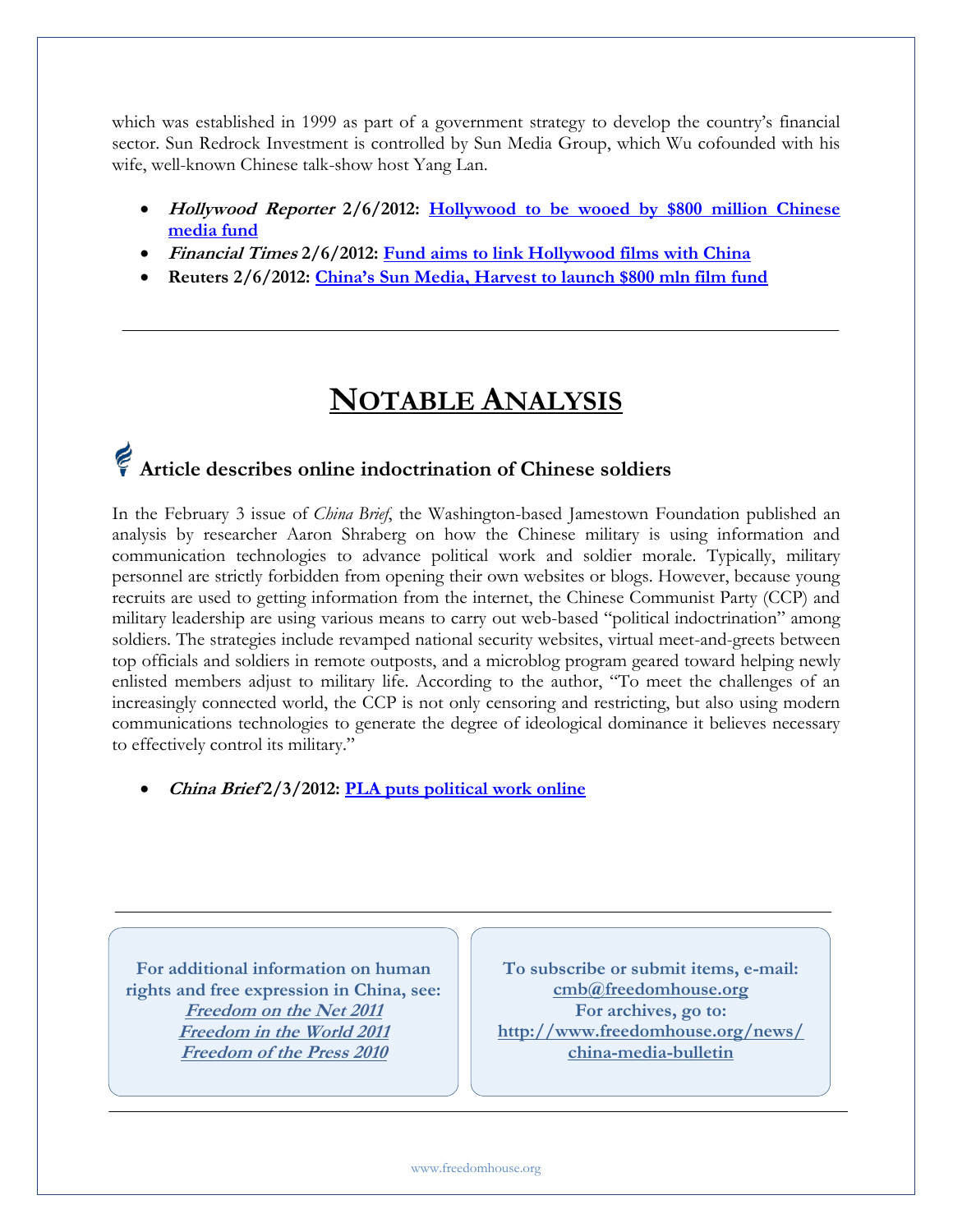which was established in 1999 as part of a government strategy to develop the country's financial sector. Sun Redrock Investment is controlled by Sun Media Group, which Wu cofounded with his wife, well-known Chinese talk-show host Yang Lan.

- ***Hollywood Reporter* 2/6/2012: Hollywood to be wooed by $800 million Chinese media fund**
- ***Financial Times* 2/6/2012: Fund aims to link Hollywood films with China**
- **Reuters 2/6/2012: China's Sun Media, Harvest to launch $800 mln film fund**

---

# NOTABLE ANALYSIS

## Article describes online indoctrination of Chinese soldiers

In the February 3 issue of *China Brief*, the Washington-based Jamestown Foundation published an analysis by researcher Aaron Shraberg on how the Chinese military is using information and communication technologies to advance political work and soldier morale. Typically, military personnel are strictly forbidden from opening their own websites or blogs. However, because young recruits are used to getting information from the internet, the Chinese Communist Party (CCP) and military leadership are using various means to carry out web-based "political indoctrination" among soldiers. The strategies include revamped national security websites, virtual meet-and-greets between top officials and soldiers in remote outposts, and a microblog program geared toward helping newly enlisted members adjust to military life. According to the author, "To meet the challenges of an increasingly connected world, the CCP is not only censoring and restricting, but also using modern communications technologies to generate the degree of ideological dominance it believes necessary to effectively control its military."

- ***China Brief* 2/3/2012: PLA puts political work online**

---

**For additional information on human rights and free expression in China, see:**
***Freedom on the Net 2011***
***Freedom in the World 2011***
***Freedom of the Press 2010***

**To subscribe or submit items, e-mail:**
**cmb@freedomhouse.org**
**For archives, go to:**
**http://www.freedomhouse.org/news/china-media-bulletin**